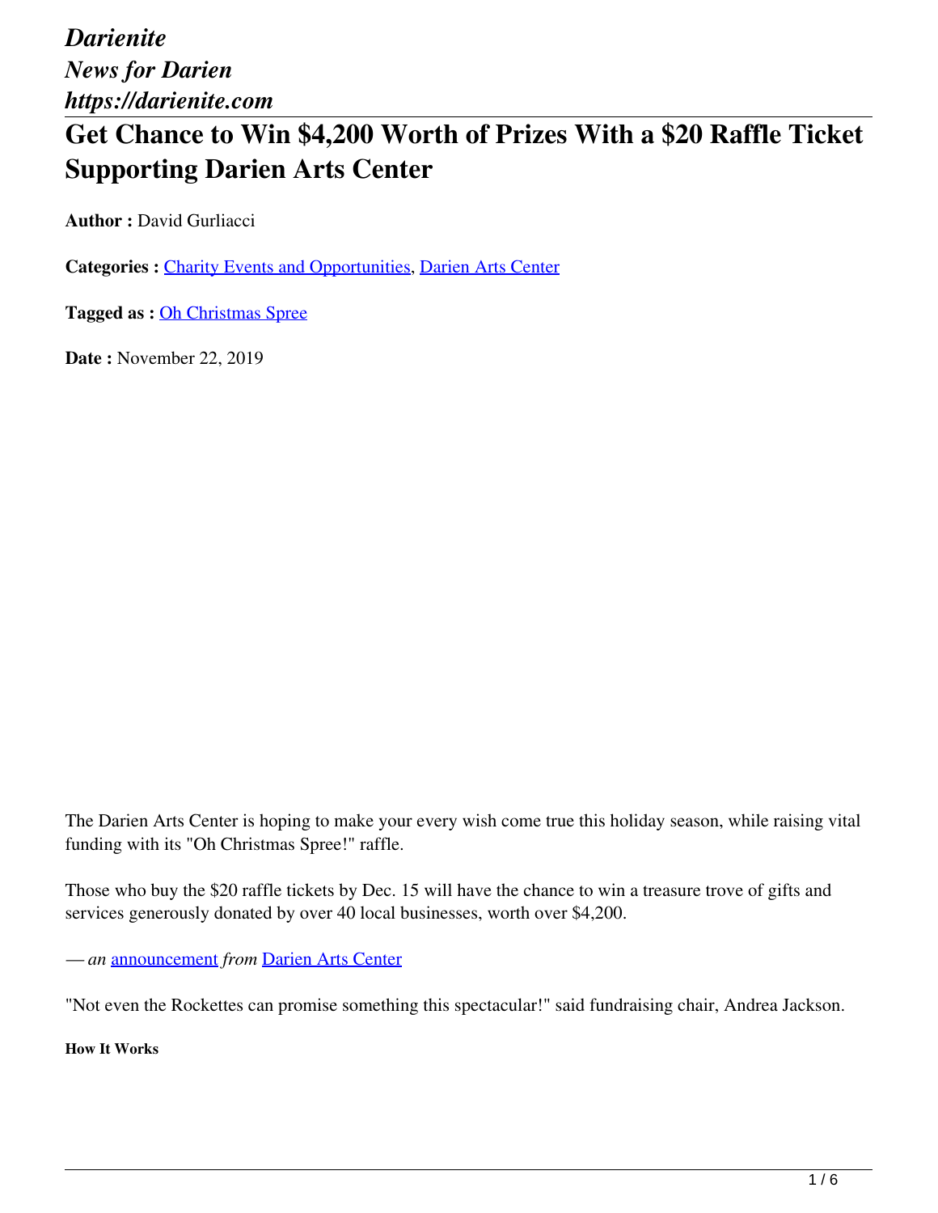*Darienite*
*News for Darien*
*https://darienite.com*

# Get Chance to Win $4,200 Worth of Prizes With a $20 Raffle Ticket Supporting Darien Arts Center

**Author :** David Gurliacci

**Categories :** Charity Events and Opportunities, Darien Arts Center

**Tagged as :** Oh Christmas Spree

**Date :** November 22, 2019

The Darien Arts Center is hoping to make your every wish come true this holiday season, while raising vital funding with its "Oh Christmas Spree!" raffle.

Those who buy the $20 raffle tickets by Dec. 15 will have the chance to win a treasure trove of gifts and services generously donated by over 40 local businesses, worth over $4,200.

*— an* announcement *from* Darien Arts Center

"Not even the Rockettes can promise something this spectacular!" said fundraising chair, Andrea Jackson.

##### How It Works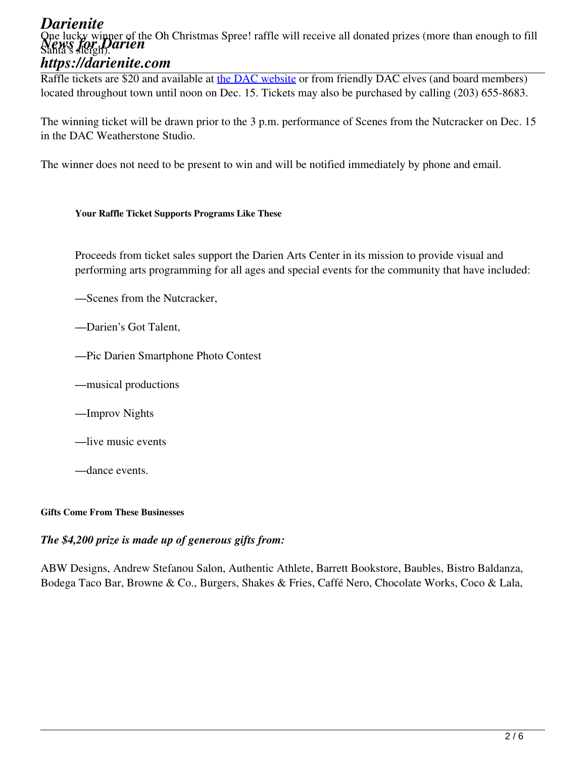One lucky winner of the Oh Christmas Spree! raffle will receive all donated prizes (more than enough to fill Santa's sleigh).

Raffle tickets are $20 and available at [the DAC website] or from friendly DAC elves (and board members) located throughout town until noon on Dec. 15. Tickets may also be purchased by calling (203) 655-8683.

The winning ticket will be drawn prior to the 3 p.m. performance of Scenes from the Nutcracker on Dec. 15 in the DAC Weatherstone Studio.

The winner does not need to be present to win and will be notified immediately by phone and email.

#### Your Raffle Ticket Supports Programs Like These

Proceeds from ticket sales support the Darien Arts Center in its mission to provide visual and performing arts programming for all ages and special events for the community that have included:

—Scenes from the Nutcracker,

—Darien's Got Talent,

—Pic Darien Smartphone Photo Contest

—musical productions

—Improv Nights

—live music events

—dance events.

#### Gifts Come From These Businesses

***The $4,200 prize is made up of generous gifts from:***

ABW Designs, Andrew Stefanou Salon, Authentic Athlete, Barrett Bookstore, Baubles, Bistro Baldanza, Bodega Taco Bar, Browne & Co., Burgers, Shakes & Fries, Caffé Nero, Chocolate Works, Coco & Lala,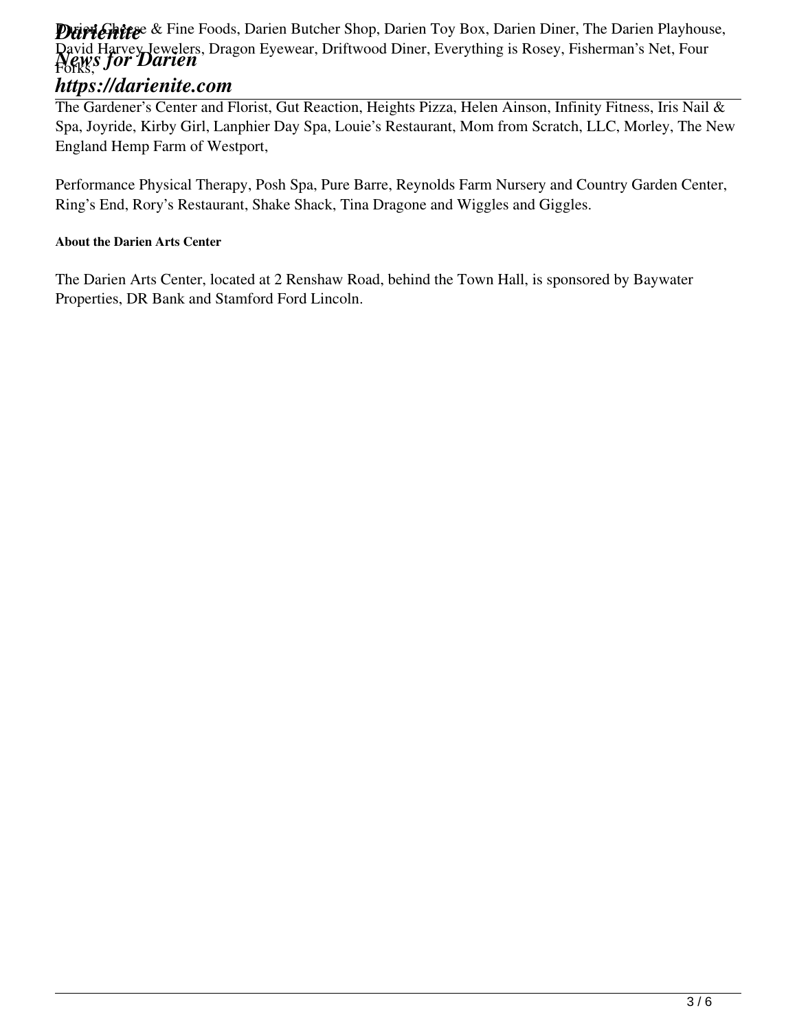Darien Cheese & Fine Foods, Darien Butcher Shop, Darien Toy Box, Darien Diner, The Darien Playhouse, David Harvey Jewelers, Dragon Eyewear, Driftwood Diner, Everything is Rosey, Fisherman's Net, Four Forks,

The Gardener's Center and Florist, Gut Reaction, Heights Pizza, Helen Ainson, Infinity Fitness, Iris Nail & Spa, Joyride, Kirby Girl, Lanphier Day Spa, Louie's Restaurant, Mom from Scratch, LLC, Morley, The New England Hemp Farm of Westport,

Performance Physical Therapy, Posh Spa, Pure Barre, Reynolds Farm Nursery and Country Garden Center, Ring's End, Rory's Restaurant, Shake Shack, Tina Dragone and Wiggles and Giggles.

**About the Darien Arts Center**

The Darien Arts Center, located at 2 Renshaw Road, behind the Town Hall, is sponsored by Baywater Properties, DR Bank and Stamford Ford Lincoln.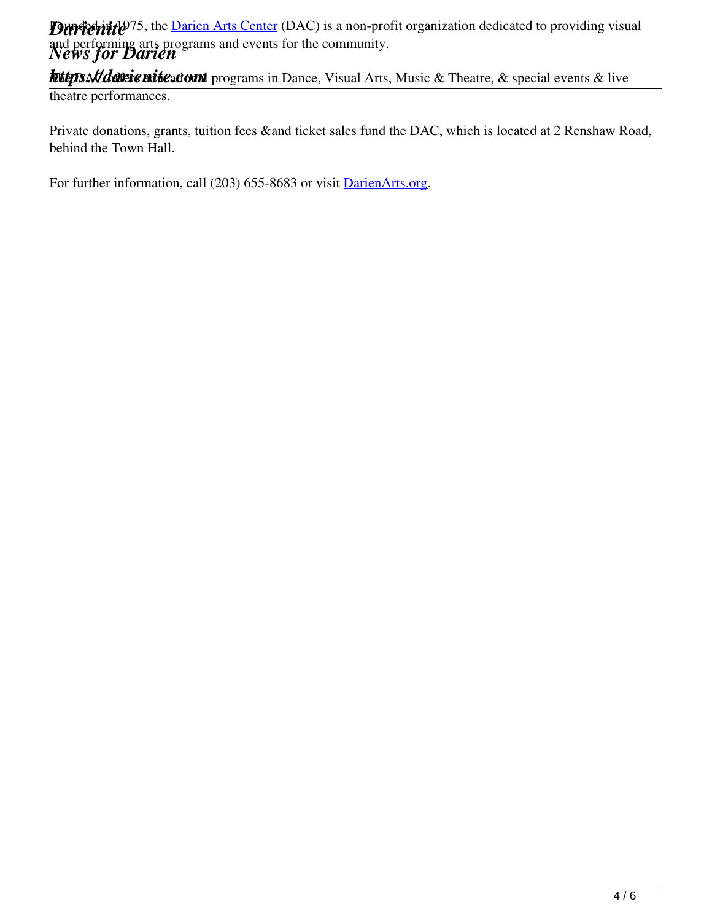Founded in 1975, the [Darien Arts Center](#) (DAC) is a non-profit organization dedicated to providing visual and performing arts programs and events for the community.

The DAC offers educational programs in Dance, Visual Arts, Music & Theatre, & special events & live theatre performances.

Private donations, grants, tuition fees &and ticket sales fund the DAC, which is located at 2 Renshaw Road, behind the Town Hall.

For further information, call (203) 655-8683 or visit [DarienArts.org](#).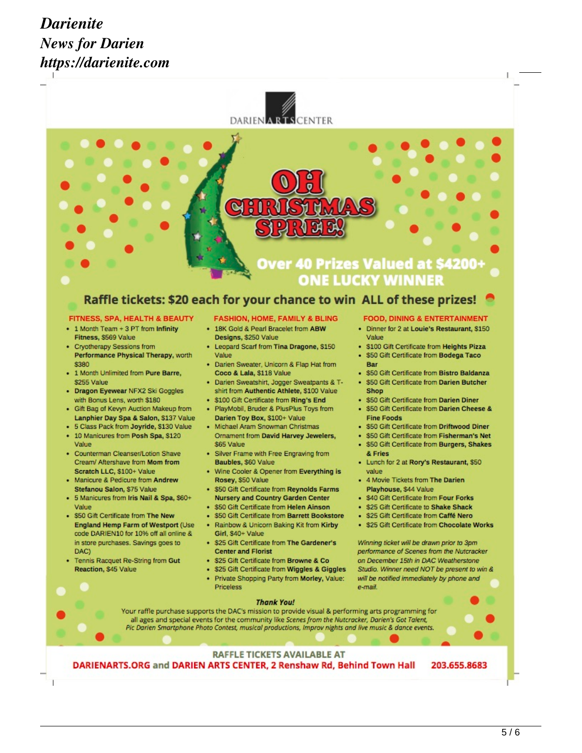DARIEN ARTS CENTER

# OH CHRISTMAS SPREE!

## Over 40 Prizes Valued at $4200+
## ONE LUCKY WINNER

### Raffle tickets: $20 each for your chance to win ALL of these prizes!

#### FITNESS, SPA, HEALTH & BEAUTY

- 1 Month Team + 3 PT from **Infinity Fitness**, $569 Value
- Cryotherapy Sessions from **Performance Physical Therapy**, worth $380
- 1 Month Unlimited from **Pure Barre**, $255 Value
- **Dragon Eyewear** NFX2 Ski Goggles with Bonus Lens, worth $180
- Gift Bag of Kevyn Auction Makeup from **Lanphier Day Spa & Salon**, $137 Value
- 5 Class Pack from **Joyride**, $130 Value
- 10 Manicures from **Posh Spa**, $120 Value
- Counterman Cleanser/Lotion Shave Cream/ Aftershave from **Mom from Scratch LLC**, $100+ Value
- Manicure & Pedicure from **Andrew Stefanou Salon**, $75 Value
- 5 Manicures from **Iris Nail & Spa**, $60+ Value
- $50 Gift Certificate from **The New England Hemp Farm of Westport** (Use code DARIEN10 for 10% off all online & in store purchases. Savings goes to DAC)
- Tennis Racquet Re-String from **Gut Reaction**, $45 Value

#### FASHION, HOME, FAMILY & BLING

- 18K Gold & Pearl Bracelet from **ABW Designs**, $250 Value
- Leopard Scarf from **Tina Dragone**, $150 Value
- Darien Sweater, Unicorn & Flap Hat from **Coco & Lala**, $118 Value
- Darien Sweatshirt, Jogger Sweatpants & T-shirt from **Authentic Athlete**, $100 Value
- $100 Gift Certificate from **Ring's End**
- PlayMobil, Bruder & PlusPlus Toys from **Darien Toy Box**, $100+ Value
- Michael Aram Snowman Christmas Ornament from **David Harvey Jewelers**, $65 Value
- Silver Frame with Free Engraving from **Baubles**, $60 Value
- Wine Cooler & Opener from **Everything is Rosey**, $50 Value
- $50 Gift Certificate from **Reynolds Farms Nursery and Country Garden Center**
- $50 Gift Certificate from **Helen Ainson**
- $50 Gift Certificate from **Barrett Bookstore**
- Rainbow & Unicorn Baking Kit from **Kirby Girl**, $40+ Value
- $25 Gift Certificate from **The Gardener's Center and Florist**
- $25 Gift Certificate from **Browne & Co**
- $25 Gift Certificate from **Wiggles & Giggles**
- Private Shopping Party from **Morley**, Value: Priceless

#### FOOD, DINING & ENTERTAINMENT

- Dinner for 2 at **Louie's Restaurant**, $150 Value
- $100 Gift Certificate from **Heights Pizza**
- $50 Gift Certificate from **Bodega Taco Bar**
- $50 Gift Certificate from **Bistro Baldanza**
- $50 Gift Certificate from **Darien Butcher Shop**
- $50 Gift Certificate from **Darien Diner**
- $50 Gift Certificate from **Darien Cheese & Fine Foods**
- $50 Gift Certificate from **Driftwood Diner**
- $50 Gift Certificate from **Fisherman's Net**
- $50 Gift Certificate from **Burgers, Shakes & Fries**
- Lunch for 2 at **Rory's Restaurant**, $50 value
- 4 Movie Tickets from **The Darien Playhouse**, $44 Value
- $40 Gift Certificate from **Four Forks**
- $25 Gift Certificate to **Shake Shack**
- $25 Gift Certificate from **Caffé Nero**
- $25 Gift Certificate from **Chocolate Works**

*Winning ticket will be drawn prior to 3pm performance of Scenes from the Nutcracker on December 15th in DAC Weatherstone Studio. Winner need NOT be present to win & will be notified immediately by phone and e-mail.*

***Thank You!***

Your raffle purchase supports the DAC's mission to provide visual & performing arts programming for all ages and special events for the community like *Scenes from the Nutcracker, Darien's Got Talent, Pic Darien Smartphone Photo Contest, musical productions, Improv nights and live music & dance events.*

**RAFFLE TICKETS AVAILABLE AT**

**DARIENARTS.ORG and DARIEN ARTS CENTER, 2 Renshaw Rd, Behind Town Hall 203.655.8683**